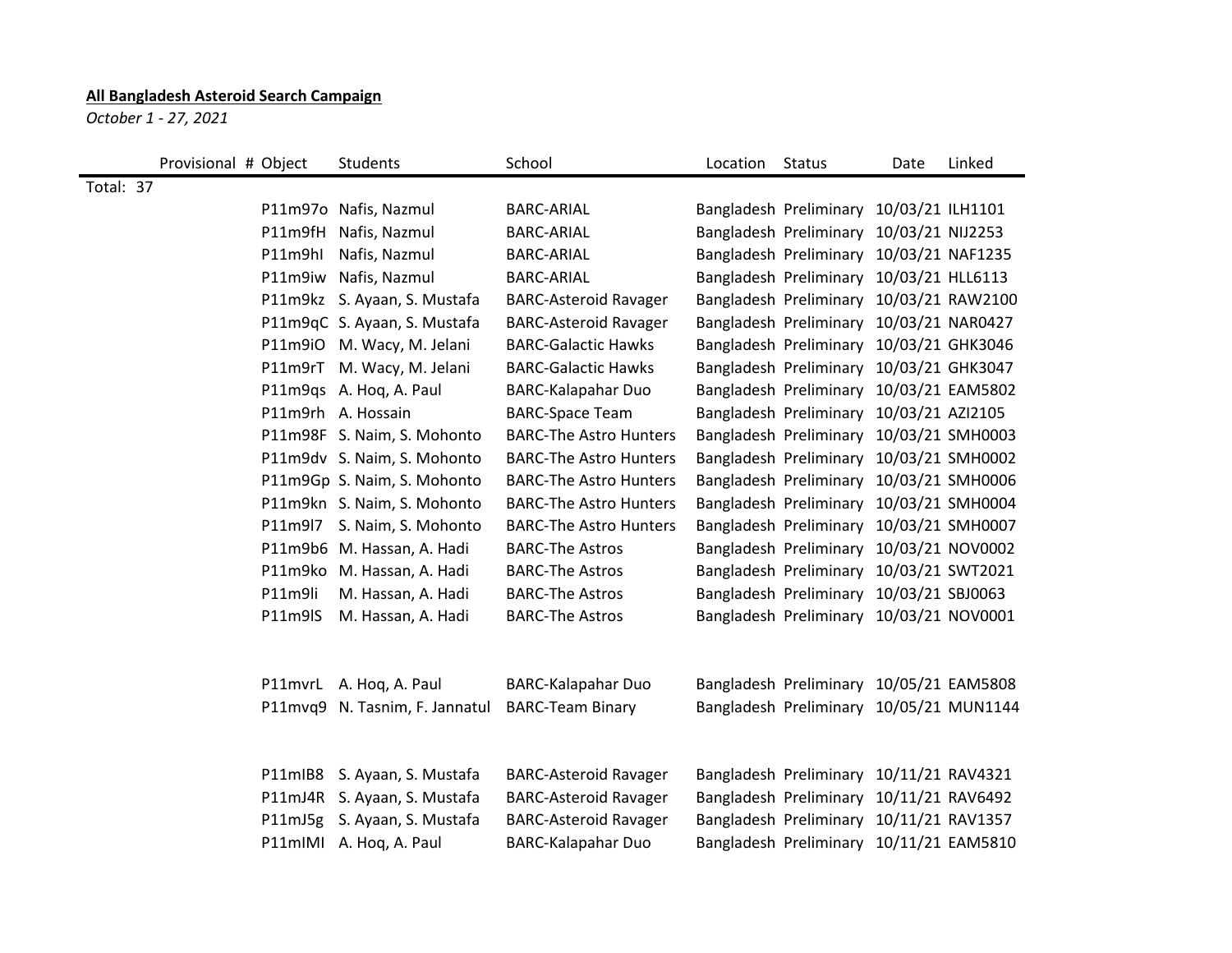**All Bangladesh Asteroid Search Campaign**

*October 1 - 27, 2021*

| Provisional # | Object | Students | School | Location | Status | Date | Linked |
|---|---|---|---|---|---|---|---|
| Total: 37 | | | | | | | |
| | P11m97o | Nafis, Nazmul | BARC-ARIAL | Bangladesh | Preliminary | 10/03/21 | ILH1101 |
| | P11m9fH | Nafis, Nazmul | BARC-ARIAL | Bangladesh | Preliminary | 10/03/21 | NIJ2253 |
| | P11m9hI | Nafis, Nazmul | BARC-ARIAL | Bangladesh | Preliminary | 10/03/21 | NAF1235 |
| | P11m9iw | Nafis, Nazmul | BARC-ARIAL | Bangladesh | Preliminary | 10/03/21 | HLL6113 |
| | P11m9kz | S. Ayaan, S. Mustafa | BARC-Asteroid Ravager | Bangladesh | Preliminary | 10/03/21 | RAW2100 |
| | P11m9qC | S. Ayaan, S. Mustafa | BARC-Asteroid Ravager | Bangladesh | Preliminary | 10/03/21 | NAR0427 |
| | P11m9iO | M. Wacy, M. Jelani | BARC-Galactic Hawks | Bangladesh | Preliminary | 10/03/21 | GHK3046 |
| | P11m9rT | M. Wacy, M. Jelani | BARC-Galactic Hawks | Bangladesh | Preliminary | 10/03/21 | GHK3047 |
| | P11m9qs | A. Hoq, A. Paul | BARC-Kalapahar Duo | Bangladesh | Preliminary | 10/03/21 | EAM5802 |
| | P11m9rh | A. Hossain | BARC-Space Team | Bangladesh | Preliminary | 10/03/21 | AZI2105 |
| | P11m98F | S. Naim, S. Mohonto | BARC-The Astro Hunters | Bangladesh | Preliminary | 10/03/21 | SMH0003 |
| | P11m9dv | S. Naim, S. Mohonto | BARC-The Astro Hunters | Bangladesh | Preliminary | 10/03/21 | SMH0002 |
| | P11m9Gp | S. Naim, S. Mohonto | BARC-The Astro Hunters | Bangladesh | Preliminary | 10/03/21 | SMH0006 |
| | P11m9kn | S. Naim, S. Mohonto | BARC-The Astro Hunters | Bangladesh | Preliminary | 10/03/21 | SMH0004 |
| | P11m9l7 | S. Naim, S. Mohonto | BARC-The Astro Hunters | Bangladesh | Preliminary | 10/03/21 | SMH0007 |
| | P11m9b6 | M. Hassan, A. Hadi | BARC-The Astros | Bangladesh | Preliminary | 10/03/21 | NOV0002 |
| | P11m9ko | M. Hassan, A. Hadi | BARC-The Astros | Bangladesh | Preliminary | 10/03/21 | SWT2021 |
| | P11m9li | M. Hassan, A. Hadi | BARC-The Astros | Bangladesh | Preliminary | 10/03/21 | SBJ0063 |
| | P11m9lS | M. Hassan, A. Hadi | BARC-The Astros | Bangladesh | Preliminary | 10/03/21 | NOV0001 |
| | | | | | | | |
| | P11mvrL | A. Hoq, A. Paul | BARC-Kalapahar Duo | Bangladesh | Preliminary | 10/05/21 | EAM5808 |
| | P11mvq9 | N. Tasnim, F. Jannatul | BARC-Team Binary | Bangladesh | Preliminary | 10/05/21 | MUN1144 |
| | | | | | | | |
| | P11mIB8 | S. Ayaan, S. Mustafa | BARC-Asteroid Ravager | Bangladesh | Preliminary | 10/11/21 | RAV4321 |
| | P11mJ4R | S. Ayaan, S. Mustafa | BARC-Asteroid Ravager | Bangladesh | Preliminary | 10/11/21 | RAV6492 |
| | P11mJ5g | S. Ayaan, S. Mustafa | BARC-Asteroid Ravager | Bangladesh | Preliminary | 10/11/21 | RAV1357 |
| | P11mIMI | A. Hoq, A. Paul | BARC-Kalapahar Duo | Bangladesh | Preliminary | 10/11/21 | EAM5810 |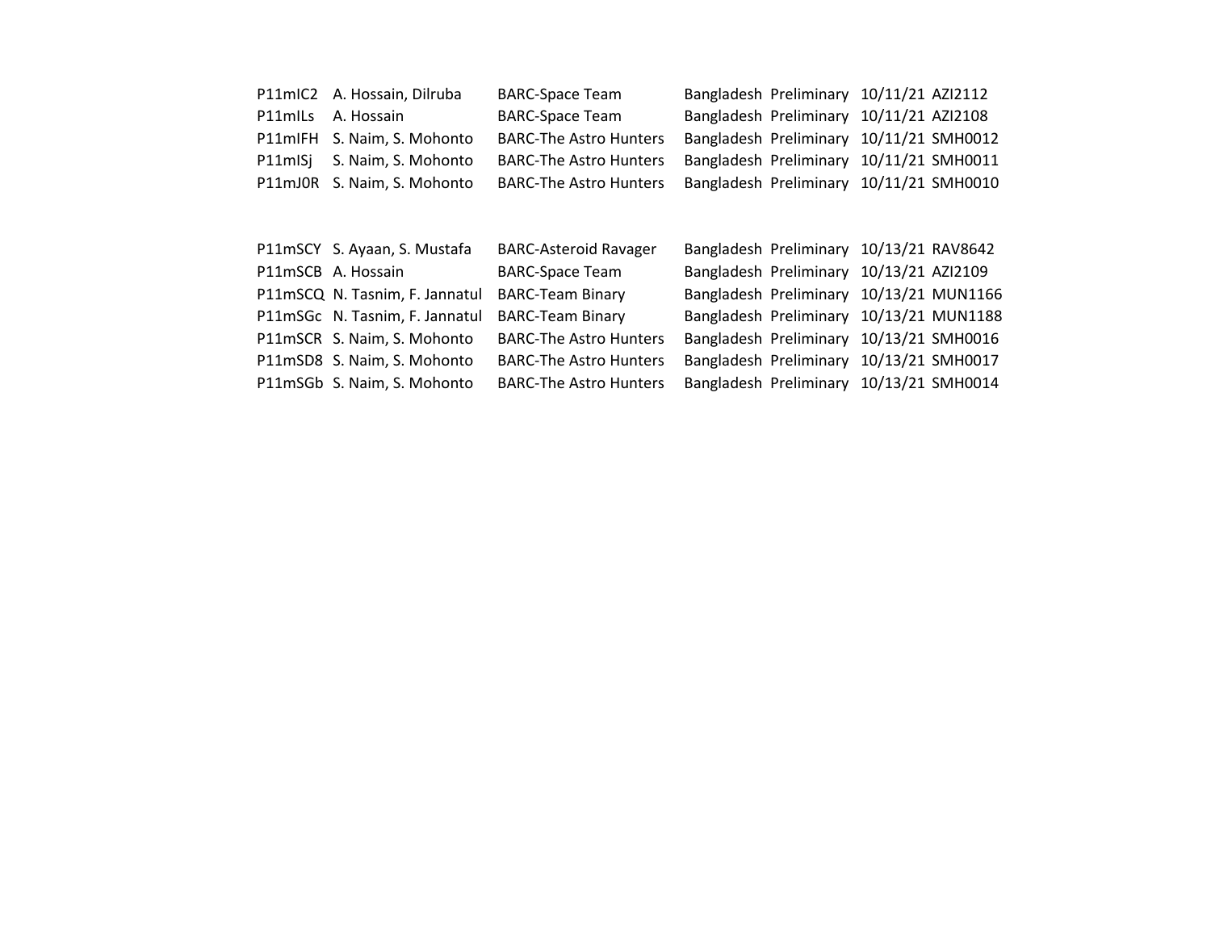| | | | | | | |
|---|---|---|---|---|---|---|
| P11mIC2 | A. Hossain, Dilruba | BARC-Space Team | Bangladesh | Preliminary | 10/11/21 | AZI2112 |
| P11mILs | A. Hossain | BARC-Space Team | Bangladesh | Preliminary | 10/11/21 | AZI2108 |
| P11mIFH | S. Naim, S. Mohonto | BARC-The Astro Hunters | Bangladesh | Preliminary | 10/11/21 | SMH0012 |
| P11mISj | S. Naim, S. Mohonto | BARC-The Astro Hunters | Bangladesh | Preliminary | 10/11/21 | SMH0011 |
| P11mJ0R | S. Naim, S. Mohonto | BARC-The Astro Hunters | Bangladesh | Preliminary | 10/11/21 | SMH0010 |
| | | | | | | |
| P11mSCY | S. Ayaan, S. Mustafa | BARC-Asteroid Ravager | Bangladesh | Preliminary | 10/13/21 | RAV8642 |
| P11mSCB | A. Hossain | BARC-Space Team | Bangladesh | Preliminary | 10/13/21 | AZI2109 |
| P11mSCQ | N. Tasnim, F. Jannatul | BARC-Team Binary | Bangladesh | Preliminary | 10/13/21 | MUN1166 |
| P11mSGc | N. Tasnim, F. Jannatul | BARC-Team Binary | Bangladesh | Preliminary | 10/13/21 | MUN1188 |
| P11mSCR | S. Naim, S. Mohonto | BARC-The Astro Hunters | Bangladesh | Preliminary | 10/13/21 | SMH0016 |
| P11mSD8 | S. Naim, S. Mohonto | BARC-The Astro Hunters | Bangladesh | Preliminary | 10/13/21 | SMH0017 |
| P11mSGb | S. Naim, S. Mohonto | BARC-The Astro Hunters | Bangladesh | Preliminary | 10/13/21 | SMH0014 |